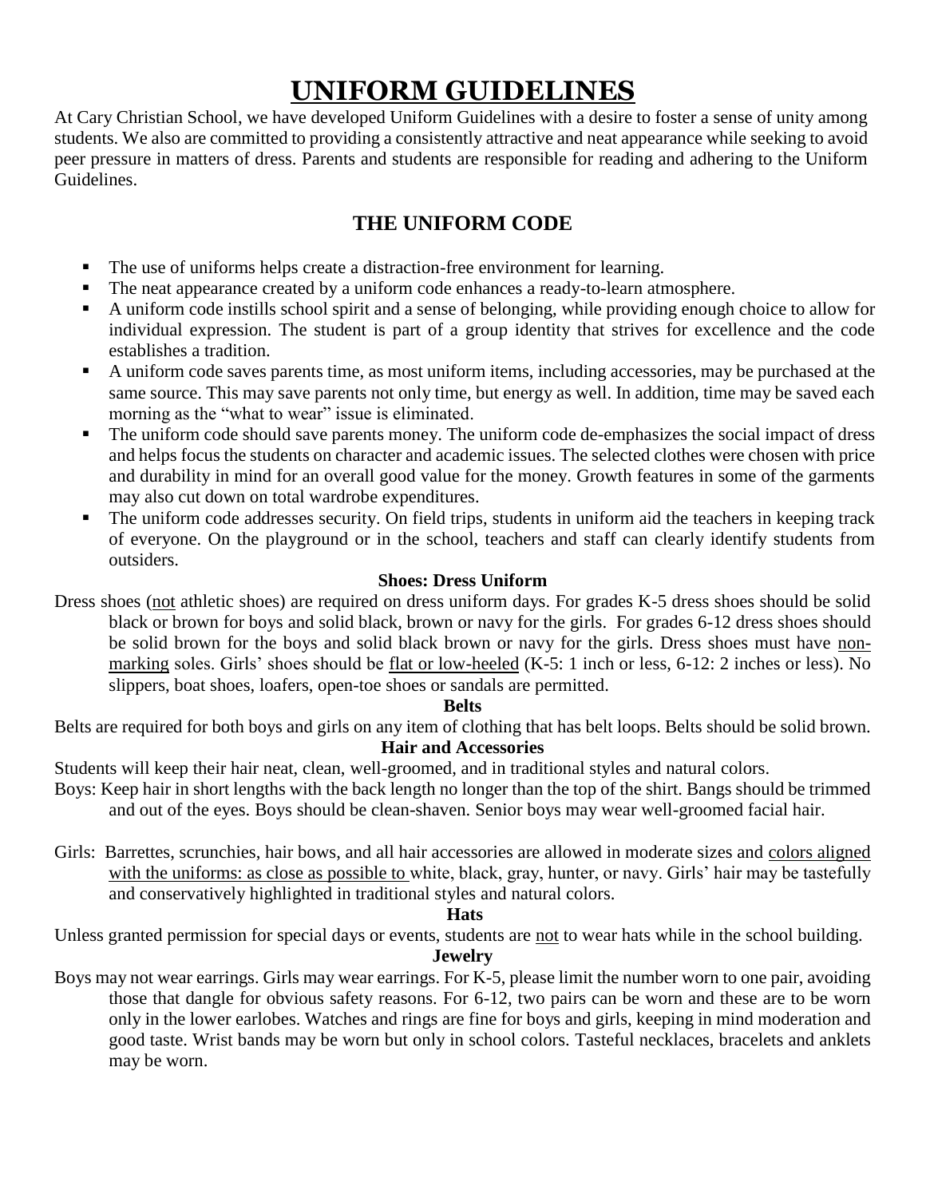# UNIFORM GUIDELINES

At Cary Christian School, we have developed Uniform Guidelines with a desire to foster a sense of unity among students. We also are committed to providing a consistently attractive and neat appearance while seeking to avoid peer pressure in matters of dress. Parents and students are responsible for reading and adhering to the Uniform Guidelines.

## THE UNIFORM CODE

- The use of uniforms helps create a distraction-free environment for learning.
- The neat appearance created by a uniform code enhances a ready-to-learn atmosphere.
- A uniform code instills school spirit and a sense of belonging, while providing enough choice to allow for individual expression. The student is part of a group identity that strives for excellence and the code establishes a tradition.
- A uniform code saves parents time, as most uniform items, including accessories, may be purchased at the same source. This may save parents not only time, but energy as well. In addition, time may be saved each morning as the "what to wear" issue is eliminated.
- The uniform code should save parents money. The uniform code de-emphasizes the social impact of dress and helps focus the students on character and academic issues. The selected clothes were chosen with price and durability in mind for an overall good value for the money. Growth features in some of the garments may also cut down on total wardrobe expenditures.
- The uniform code addresses security. On field trips, students in uniform aid the teachers in keeping track of everyone. On the playground or in the school, teachers and staff can clearly identify students from outsiders.

### Shoes: Dress Uniform

Dress shoes (not athletic shoes) are required on dress uniform days. For grades K-5 dress shoes should be solid black or brown for boys and solid black, brown or navy for the girls. For grades 6-12 dress shoes should be solid brown for the boys and solid black brown or navy for the girls. Dress shoes must have non-marking soles. Girls' shoes should be flat or low-heeled (K-5: 1 inch or less, 6-12: 2 inches or less). No slippers, boat shoes, loafers, open-toe shoes or sandals are permitted.

### Belts

Belts are required for both boys and girls on any item of clothing that has belt loops. Belts should be solid brown.

### Hair and Accessories

Students will keep their hair neat, clean, well-groomed, and in traditional styles and natural colors.

Boys: Keep hair in short lengths with the back length no longer than the top of the shirt. Bangs should be trimmed and out of the eyes. Boys should be clean-shaven. Senior boys may wear well-groomed facial hair.

Girls: Barrettes, scrunchies, hair bows, and all hair accessories are allowed in moderate sizes and colors aligned with the uniforms: as close as possible to white, black, gray, hunter, or navy. Girls' hair may be tastefully and conservatively highlighted in traditional styles and natural colors.

### Hats

Unless granted permission for special days or events, students are not to wear hats while in the school building.

### Jewelry

Boys may not wear earrings. Girls may wear earrings. For K-5, please limit the number worn to one pair, avoiding those that dangle for obvious safety reasons. For 6-12, two pairs can be worn and these are to be worn only in the lower earlobes. Watches and rings are fine for boys and girls, keeping in mind moderation and good taste. Wrist bands may be worn but only in school colors. Tasteful necklaces, bracelets and anklets may be worn.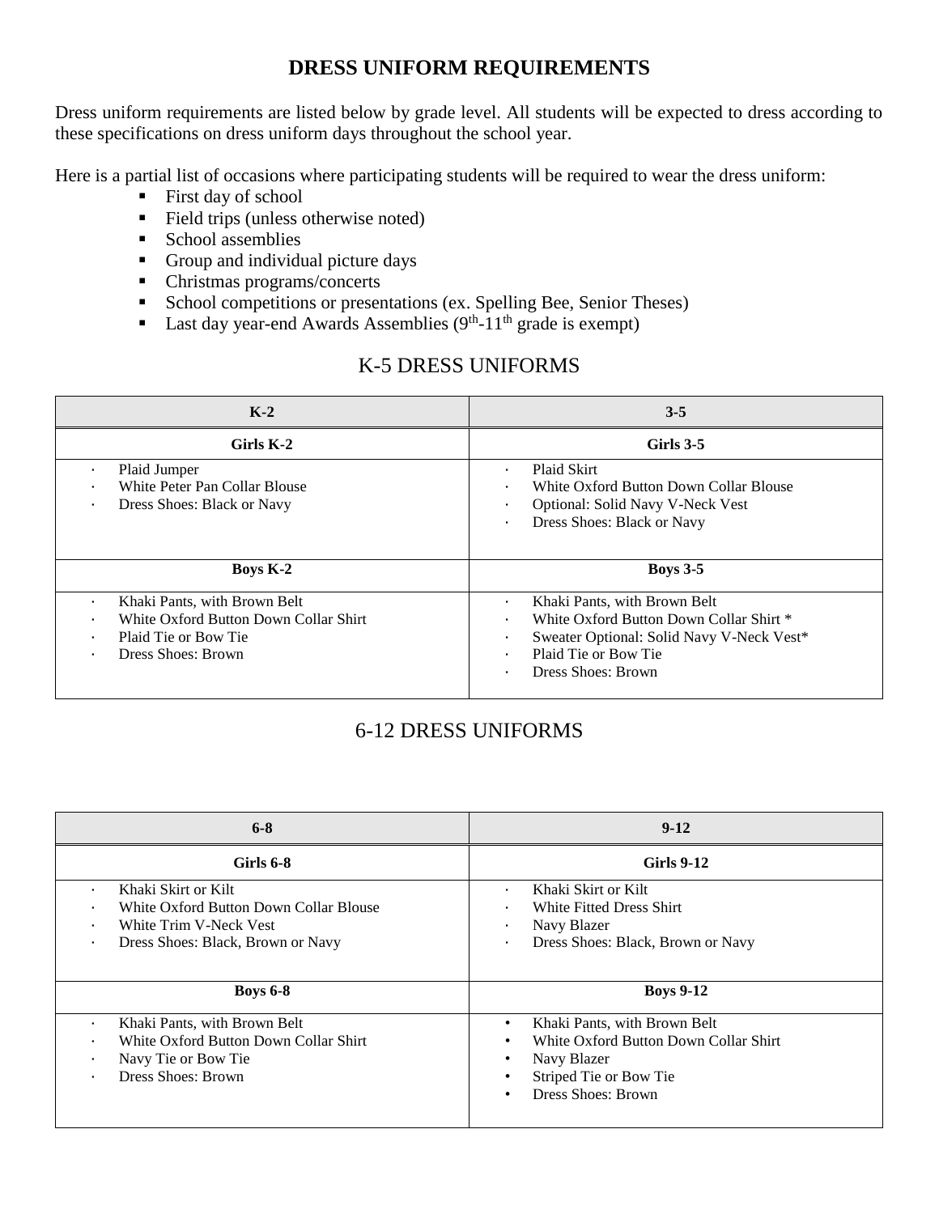## DRESS UNIFORM REQUIREMENTS

Dress uniform requirements are listed below by grade level. All students will be expected to dress according to these specifications on dress uniform days throughout the school year.

Here is a partial list of occasions where participating students will be required to wear the dress uniform:

- First day of school
- Field trips (unless otherwise noted)
- School assemblies
- Group and individual picture days
- Christmas programs/concerts
- School competitions or presentations (ex. Spelling Bee, Senior Theses)
- Last day year-end Awards Assemblies (9th-11th grade is exempt)

### K-5 DRESS UNIFORMS

| K-2 | 3-5 |
|---|---|
| **Girls K-2** | **Girls 3-5** |
| · Plaid Jumper<br>· White Peter Pan Collar Blouse<br>· Dress Shoes: Black or Navy | · Plaid Skirt<br>· White Oxford Button Down Collar Blouse<br>· Optional: Solid Navy V-Neck Vest<br>· Dress Shoes: Black or Navy |
| **Boys K-2** | **Boys 3-5** |
| · Khaki Pants, with Brown Belt<br>· White Oxford Button Down Collar Shirt<br>· Plaid Tie or Bow Tie<br>· Dress Shoes: Brown | · Khaki Pants, with Brown Belt<br>· White Oxford Button Down Collar Shirt *<br>· Sweater Optional: Solid Navy V-Neck Vest*<br>· Plaid Tie or Bow Tie<br>· Dress Shoes: Brown |

### 6-12 DRESS UNIFORMS

| 6-8 | 9-12 |
|---|---|
| **Girls 6-8** | **Girls 9-12** |
| · Khaki Skirt or Kilt<br>· White Oxford Button Down Collar Blouse<br>· White Trim V-Neck Vest<br>· Dress Shoes: Black, Brown or Navy | · Khaki Skirt or Kilt<br>· White Fitted Dress Shirt<br>· Navy Blazer<br>· Dress Shoes: Black, Brown or Navy |
| **Boys 6-8** | **Boys 9-12** |
| · Khaki Pants, with Brown Belt<br>· White Oxford Button Down Collar Shirt<br>· Navy Tie or Bow Tie<br>· Dress Shoes: Brown | • Khaki Pants, with Brown Belt<br>• White Oxford Button Down Collar Shirt<br>• Navy Blazer<br>• Striped Tie or Bow Tie<br>• Dress Shoes: Brown |